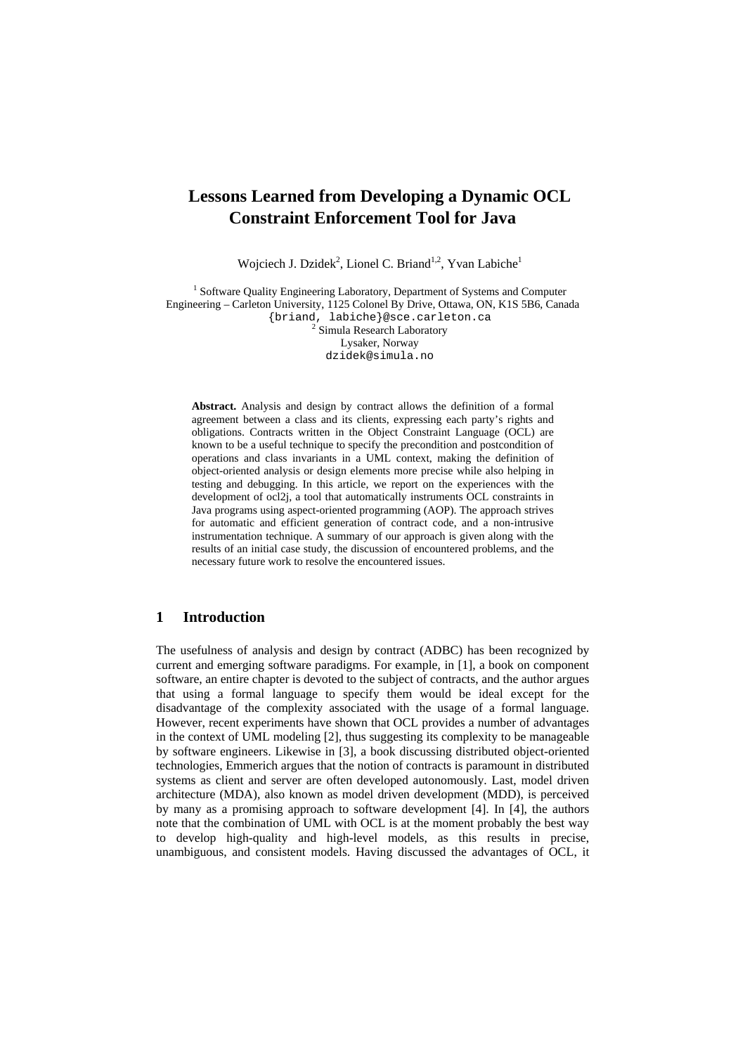// Lessons Learned from Developing a Dynamic OCL Constraint Enforcement Tool for Java

Wojciech J. Dzidek[2], Lionel C. Briand[1,2], Yvan Labiche[1]

[1] Software Quality Engineering Laboratory, Department of Systems and Computer Engineering – Carleton University, 1125 Colonel By Drive, Ottawa, ON, K1S 5B6, Canada
{briand, labiche}@sce.carleton.ca
[2] Simula Research Laboratory
Lysaker, Norway
dzidek@simula.no

**Abstract.** Analysis and design by contract allows the definition of a formal agreement between a class and its clients, expressing each party's rights and obligations. Contracts written in the Object Constraint Language (OCL) are known to be a useful technique to specify the precondition and postcondition of operations and class invariants in a UML context, making the definition of object-oriented analysis or design elements more precise while also helping in testing and debugging. In this article, we report on the experiences with the development of ocl2j, a tool that automatically instruments OCL constraints in Java programs using aspect-oriented programming (AOP). The approach strives for automatic and efficient generation of contract code, and a non-intrusive instrumentation technique. A summary of our approach is given along with the results of an initial case study, the discussion of encountered problems, and the necessary future work to resolve the encountered issues.

## 1 Introduction

The usefulness of analysis and design by contract (ADBC) has been recognized by current and emerging software paradigms. For example, in [1], a book on component software, an entire chapter is devoted to the subject of contracts, and the author argues that using a formal language to specify them would be ideal except for the disadvantage of the complexity associated with the usage of a formal language. However, recent experiments have shown that OCL provides a number of advantages in the context of UML modeling [2], thus suggesting its complexity to be manageable by software engineers. Likewise in [3], a book discussing distributed object-oriented technologies, Emmerich argues that the notion of contracts is paramount in distributed systems as client and server are often developed autonomously. Last, model driven architecture (MDA), also known as model driven development (MDD), is perceived by many as a promising approach to software development [4]. In [4], the authors note that the combination of UML with OCL is at the moment probably the best way to develop high-quality and high-level models, as this results in precise, unambiguous, and consistent models. Having discussed the advantages of OCL, it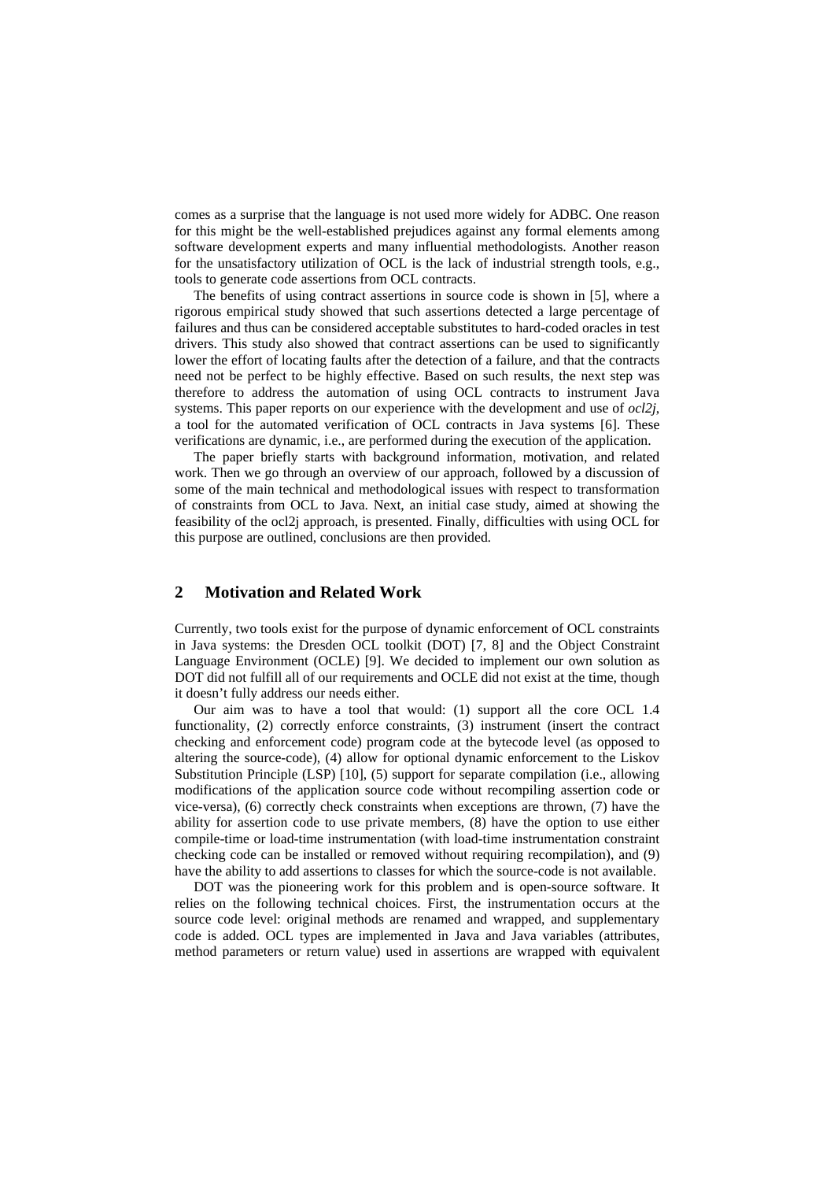comes as a surprise that the language is not used more widely for ADBC. One reason for this might be the well-established prejudices against any formal elements among software development experts and many influential methodologists. Another reason for the unsatisfactory utilization of OCL is the lack of industrial strength tools, e.g., tools to generate code assertions from OCL contracts.

The benefits of using contract assertions in source code is shown in [5], where a rigorous empirical study showed that such assertions detected a large percentage of failures and thus can be considered acceptable substitutes to hard-coded oracles in test drivers. This study also showed that contract assertions can be used to significantly lower the effort of locating faults after the detection of a failure, and that the contracts need not be perfect to be highly effective. Based on such results, the next step was therefore to address the automation of using OCL contracts to instrument Java systems. This paper reports on our experience with the development and use of *ocl2j*, a tool for the automated verification of OCL contracts in Java systems [6]. These verifications are dynamic, i.e., are performed during the execution of the application.

The paper briefly starts with background information, motivation, and related work. Then we go through an overview of our approach, followed by a discussion of some of the main technical and methodological issues with respect to transformation of constraints from OCL to Java. Next, an initial case study, aimed at showing the feasibility of the ocl2j approach, is presented. Finally, difficulties with using OCL for this purpose are outlined, conclusions are then provided.

## 2 Motivation and Related Work

Currently, two tools exist for the purpose of dynamic enforcement of OCL constraints in Java systems: the Dresden OCL toolkit (DOT) [7, 8] and the Object Constraint Language Environment (OCLE) [9]. We decided to implement our own solution as DOT did not fulfill all of our requirements and OCLE did not exist at the time, though it doesn't fully address our needs either.

Our aim was to have a tool that would: (1) support all the core OCL 1.4 functionality, (2) correctly enforce constraints, (3) instrument (insert the contract checking and enforcement code) program code at the bytecode level (as opposed to altering the source-code), (4) allow for optional dynamic enforcement to the Liskov Substitution Principle (LSP) [10], (5) support for separate compilation (i.e., allowing modifications of the application source code without recompiling assertion code or vice-versa), (6) correctly check constraints when exceptions are thrown, (7) have the ability for assertion code to use private members, (8) have the option to use either compile-time or load-time instrumentation (with load-time instrumentation constraint checking code can be installed or removed without requiring recompilation), and (9) have the ability to add assertions to classes for which the source-code is not available.

DOT was the pioneering work for this problem and is open-source software. It relies on the following technical choices. First, the instrumentation occurs at the source code level: original methods are renamed and wrapped, and supplementary code is added. OCL types are implemented in Java and Java variables (attributes, method parameters or return value) used in assertions are wrapped with equivalent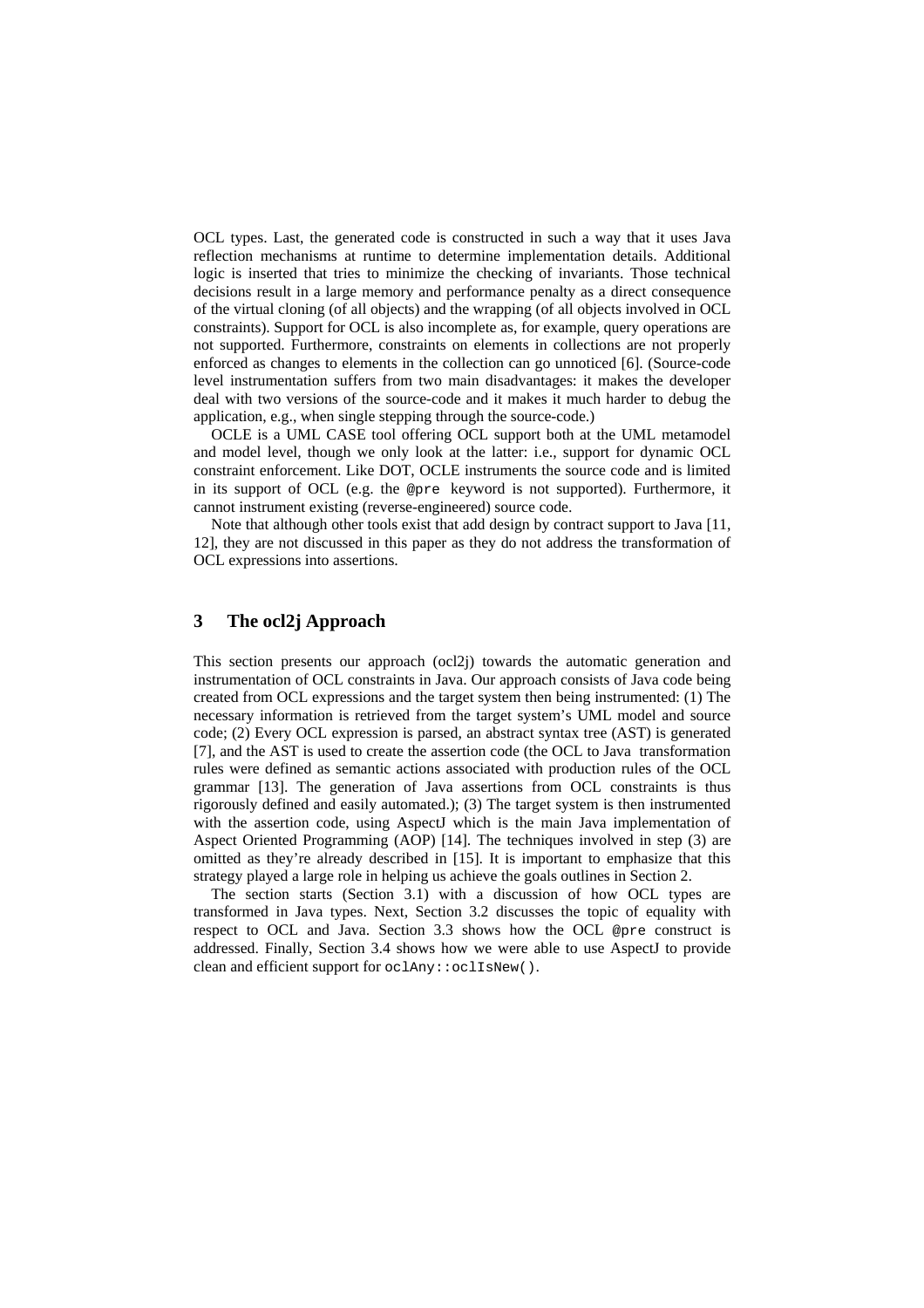OCL types. Last, the generated code is constructed in such a way that it uses Java reflection mechanisms at runtime to determine implementation details. Additional logic is inserted that tries to minimize the checking of invariants. Those technical decisions result in a large memory and performance penalty as a direct consequence of the virtual cloning (of all objects) and the wrapping (of all objects involved in OCL constraints). Support for OCL is also incomplete as, for example, query operations are not supported. Furthermore, constraints on elements in collections are not properly enforced as changes to elements in the collection can go unnoticed [6]. (Source-code level instrumentation suffers from two main disadvantages: it makes the developer deal with two versions of the source-code and it makes it much harder to debug the application, e.g., when single stepping through the source-code.)

OCLE is a UML CASE tool offering OCL support both at the UML metamodel and model level, though we only look at the latter: i.e., support for dynamic OCL constraint enforcement. Like DOT, OCLE instruments the source code and is limited in its support of OCL (e.g. the `@pre` keyword is not supported). Furthermore, it cannot instrument existing (reverse-engineered) source code.

Note that although other tools exist that add design by contract support to Java [11, 12], they are not discussed in this paper as they do not address the transformation of OCL expressions into assertions.

## 3 The ocl2j Approach

This section presents our approach (ocl2j) towards the automatic generation and instrumentation of OCL constraints in Java. Our approach consists of Java code being created from OCL expressions and the target system then being instrumented: (1) The necessary information is retrieved from the target system's UML model and source code; (2) Every OCL expression is parsed, an abstract syntax tree (AST) is generated [7], and the AST is used to create the assertion code (the OCL to Java transformation rules were defined as semantic actions associated with production rules of the OCL grammar [13]. The generation of Java assertions from OCL constraints is thus rigorously defined and easily automated.); (3) The target system is then instrumented with the assertion code, using AspectJ which is the main Java implementation of Aspect Oriented Programming (AOP) [14]. The techniques involved in step (3) are omitted as they're already described in [15]. It is important to emphasize that this strategy played a large role in helping us achieve the goals outlines in Section 2.

The section starts (Section 3.1) with a discussion of how OCL types are transformed in Java types. Next, Section 3.2 discusses the topic of equality with respect to OCL and Java. Section 3.3 shows how the OCL `@pre` construct is addressed. Finally, Section 3.4 shows how we were able to use AspectJ to provide clean and efficient support for `oclAny::oclIsNew()`.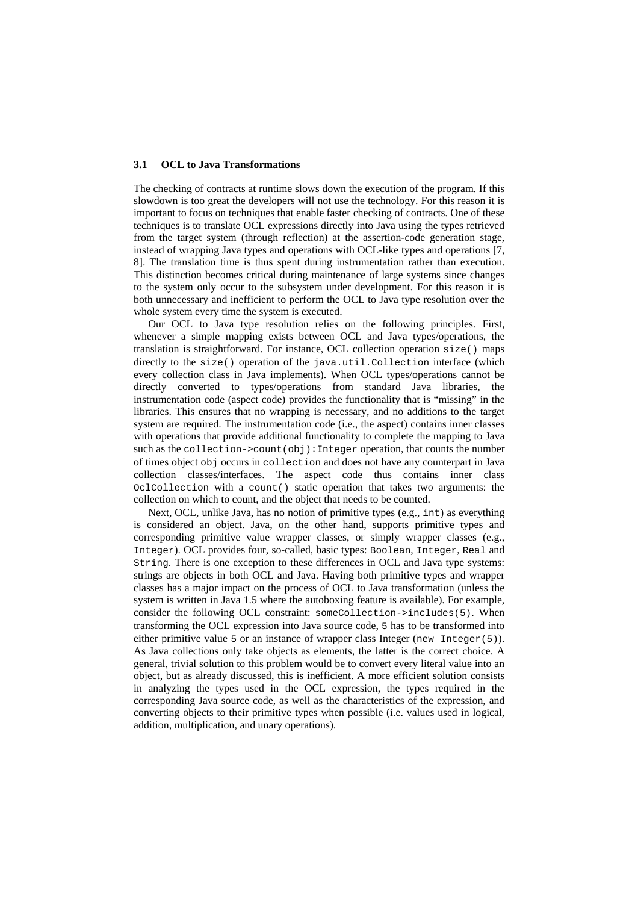### 3.1 OCL to Java Transformations

The checking of contracts at runtime slows down the execution of the program. If this slowdown is too great the developers will not use the technology. For this reason it is important to focus on techniques that enable faster checking of contracts. One of these techniques is to translate OCL expressions directly into Java using the types retrieved from the target system (through reflection) at the assertion-code generation stage, instead of wrapping Java types and operations with OCL-like types and operations [7, 8]. The translation time is thus spent during instrumentation rather than execution. This distinction becomes critical during maintenance of large systems since changes to the system only occur to the subsystem under development. For this reason it is both unnecessary and inefficient to perform the OCL to Java type resolution over the whole system every time the system is executed.

Our OCL to Java type resolution relies on the following principles. First, whenever a simple mapping exists between OCL and Java types/operations, the translation is straightforward. For instance, OCL collection operation `size()` maps directly to the `size()` operation of the `java.util.Collection` interface (which every collection class in Java implements). When OCL types/operations cannot be directly converted to types/operations from standard Java libraries, the instrumentation code (aspect code) provides the functionality that is "missing" in the libraries. This ensures that no wrapping is necessary, and no additions to the target system are required. The instrumentation code (i.e., the aspect) contains inner classes with operations that provide additional functionality to complete the mapping to Java such as the `collection->count(obj):Integer` operation, that counts the number of times object `obj` occurs in `collection` and does not have any counterpart in Java collection classes/interfaces. The aspect code thus contains inner class `OclCollection` with a `count()` static operation that takes two arguments: the collection on which to count, and the object that needs to be counted.

Next, OCL, unlike Java, has no notion of primitive types (e.g., `int`) as everything is considered an object. Java, on the other hand, supports primitive types and corresponding primitive value wrapper classes, or simply wrapper classes (e.g., `Integer`). OCL provides four, so-called, basic types: `Boolean`, `Integer`, `Real` and `String`. There is one exception to these differences in OCL and Java type systems: strings are objects in both OCL and Java. Having both primitive types and wrapper classes has a major impact on the process of OCL to Java transformation (unless the system is written in Java 1.5 where the autoboxing feature is available). For example, consider the following OCL constraint: `someCollection->includes(5)`. When transforming the OCL expression into Java source code, `5` has to be transformed into either primitive value `5` or an instance of wrapper class Integer (`new Integer(5)`). As Java collections only take objects as elements, the latter is the correct choice. A general, trivial solution to this problem would be to convert every literal value into an object, but as already discussed, this is inefficient. A more efficient solution consists in analyzing the types used in the OCL expression, the types required in the corresponding Java source code, as well as the characteristics of the expression, and converting objects to their primitive types when possible (i.e. values used in logical, addition, multiplication, and unary operations).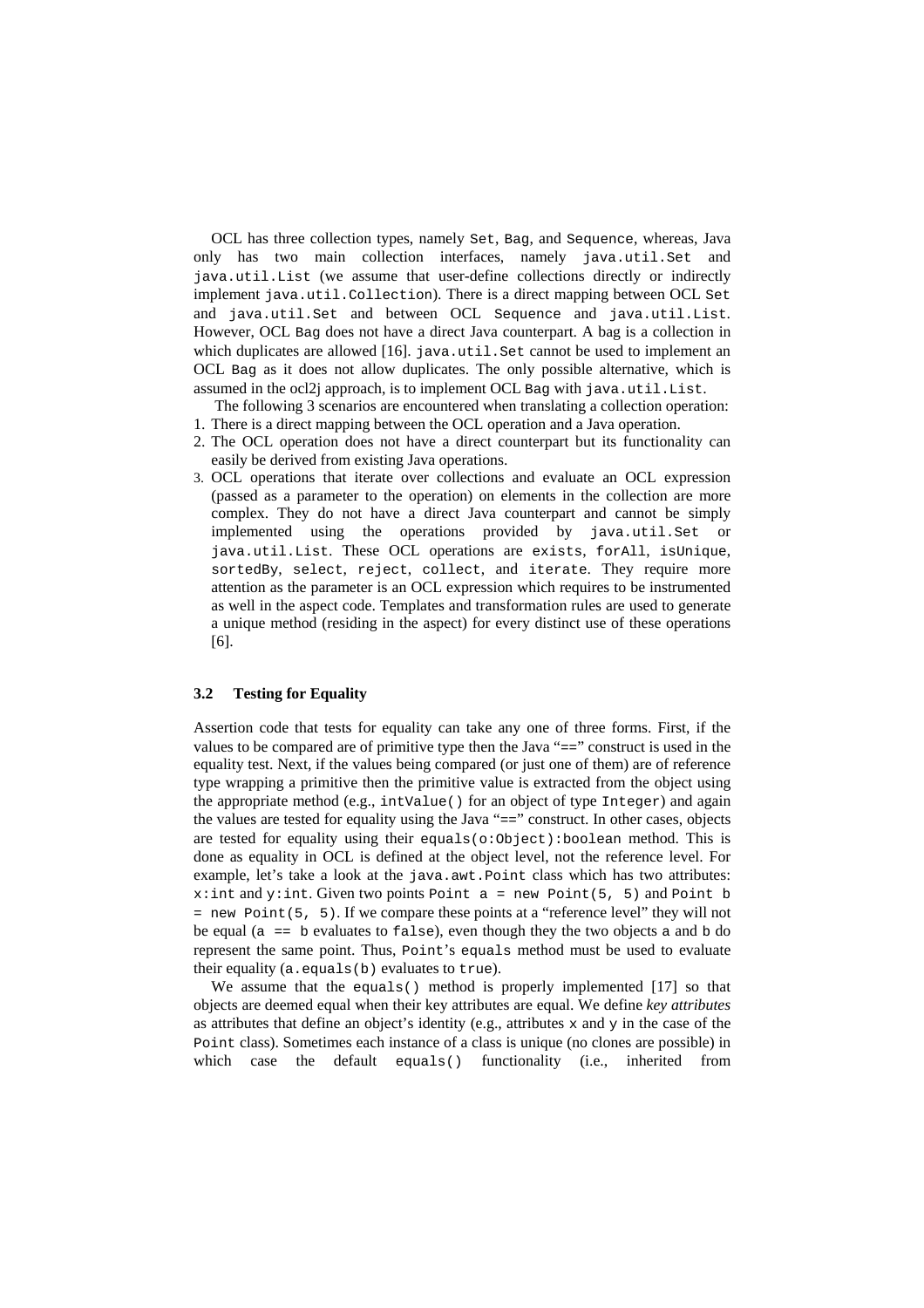OCL has three collection types, namely `Set`, `Bag`, and `Sequence`, whereas, Java only has two main collection interfaces, namely `java.util.Set` and `java.util.List` (we assume that user-define collections directly or indirectly implement `java.util.Collection`). There is a direct mapping between OCL `Set` and `java.util.Set` and between OCL `Sequence` and `java.util.List`. However, OCL `Bag` does not have a direct Java counterpart. A bag is a collection in which duplicates are allowed [16]. `java.util.Set` cannot be used to implement an OCL `Bag` as it does not allow duplicates. The only possible alternative, which is assumed in the ocl2j approach, is to implement OCL `Bag` with `java.util.List`.

The following 3 scenarios are encountered when translating a collection operation:

1. There is a direct mapping between the OCL operation and a Java operation.
2. The OCL operation does not have a direct counterpart but its functionality can easily be derived from existing Java operations.
3. OCL operations that iterate over collections and evaluate an OCL expression (passed as a parameter to the operation) on elements in the collection are more complex. They do not have a direct Java counterpart and cannot be simply implemented using the operations provided by `java.util.Set` or `java.util.List`. These OCL operations are `exists`, `forAll`, `isUnique`, `sortedBy`, `select`, `reject`, `collect`, and `iterate`. They require more attention as the parameter is an OCL expression which requires to be instrumented as well in the aspect code. Templates and transformation rules are used to generate a unique method (residing in the aspect) for every distinct use of these operations [6].

### 3.2 Testing for Equality

Assertion code that tests for equality can take any one of three forms. First, if the values to be compared are of primitive type then the Java "`==`" construct is used in the equality test. Next, if the values being compared (or just one of them) are of reference type wrapping a primitive then the primitive value is extracted from the object using the appropriate method (e.g., `intValue()` for an object of type `Integer`) and again the values are tested for equality using the Java "`==`" construct. In other cases, objects are tested for equality using their `equals(o:Object):boolean` method. This is done as equality in OCL is defined at the object level, not the reference level. For example, let's take a look at the `java.awt.Point` class which has two attributes: `x:int` and `y:int`. Given two points `Point a = new Point(5, 5)` and `Point b = new Point(5, 5)`. If we compare these points at a "reference level" they will not be equal (`a == b` evaluates to `false`), even though they the two objects `a` and `b` do represent the same point. Thus, `Point`'s `equals` method must be used to evaluate their equality (`a.equals(b)` evaluates to `true`).

We assume that the `equals()` method is properly implemented [17] so that objects are deemed equal when their key attributes are equal. We define *key attributes* as attributes that define an object's identity (e.g., attributes `x` and `y` in the case of the `Point` class). Sometimes each instance of a class is unique (no clones are possible) in which case the default `equals()` functionality (i.e., inherited from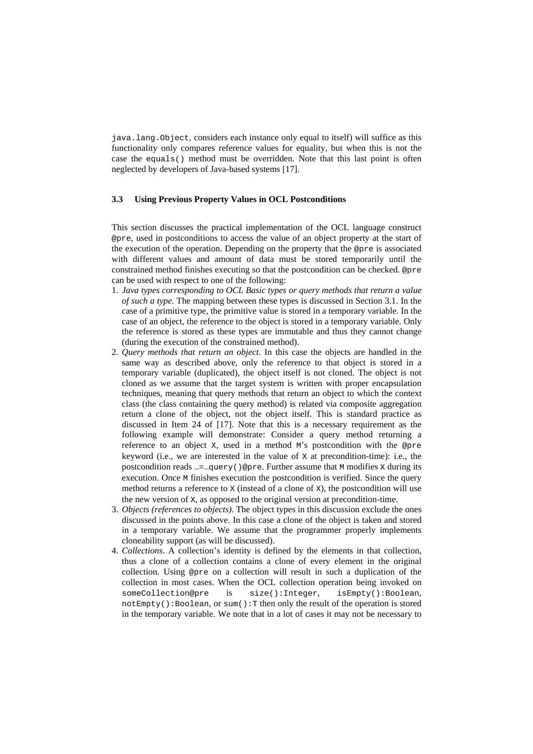`java.lang.Object`, considers each instance only equal to itself) will suffice as this functionality only compares reference values for equality, but when this is not the case the `equals()` method must be overridden. Note that this last point is often neglected by developers of Java-based systems [17].

### 3.3 Using Previous Property Values in OCL Postconditions

This section discusses the practical implementation of the OCL language construct `@pre`, used in postconditions to access the value of an object property at the start of the execution of the operation. Depending on the property that the `@pre` is associated with different values and amount of data must be stored temporarily until the constrained method finishes executing so that the postcondition can be checked. `@pre` can be used with respect to one of the following:

1. *Java types corresponding to OCL Basic types or query methods that return a value of such a type*. The mapping between these types is discussed in Section 3.1. In the case of a primitive type, the primitive value is stored in a temporary variable. In the case of an object, the reference to the object is stored in a temporary variable. Only the reference is stored as these types are immutable and thus they cannot change (during the execution of the constrained method).
2. *Query methods that return an object*. In this case the objects are handled in the same way as described above, only the reference to that object is stored in a temporary variable (duplicated), the object itself is not cloned. The object is not cloned as we assume that the target system is written with proper encapsulation techniques, meaning that query methods that return an object to which the context class (the class containing the query method) is related via composite aggregation return a clone of the object, not the object itself. This is standard practice as discussed in Item 24 of [17]. Note that this is a necessary requirement as the following example will demonstrate: Consider a query method returning a reference to an object `X`, used in a method `M`'s postcondition with the `@pre` keyword (i.e., we are interested in the value of `X` at precondition-time): i.e., the postcondition reads `…=…query()@pre`. Further assume that `M` modifies `X` during its execution. Once `M` finishes execution the postcondition is verified. Since the query method returns a reference to `X` (instead of a clone of `X`), the postcondition will use the new version of `X`, as opposed to the original version at precondition-time.
3. *Objects (references to objects)*. The object types in this discussion exclude the ones discussed in the points above. In this case a clone of the object is taken and stored in a temporary variable. We assume that the programmer properly implements cloneability support (as will be discussed).
4. *Collections*. A collection's identity is defined by the elements in that collection, thus a clone of a collection contains a clone of every element in the original collection. Using `@pre` on a collection will result in such a duplication of the collection in most cases. When the OCL collection operation being invoked on `someCollection@pre` is `size():Integer`, `isEmpty():Boolean`, `notEmpty():Boolean`, or `sum():T` then only the result of the operation is stored in the temporary variable. We note that in a lot of cases it may not be necessary to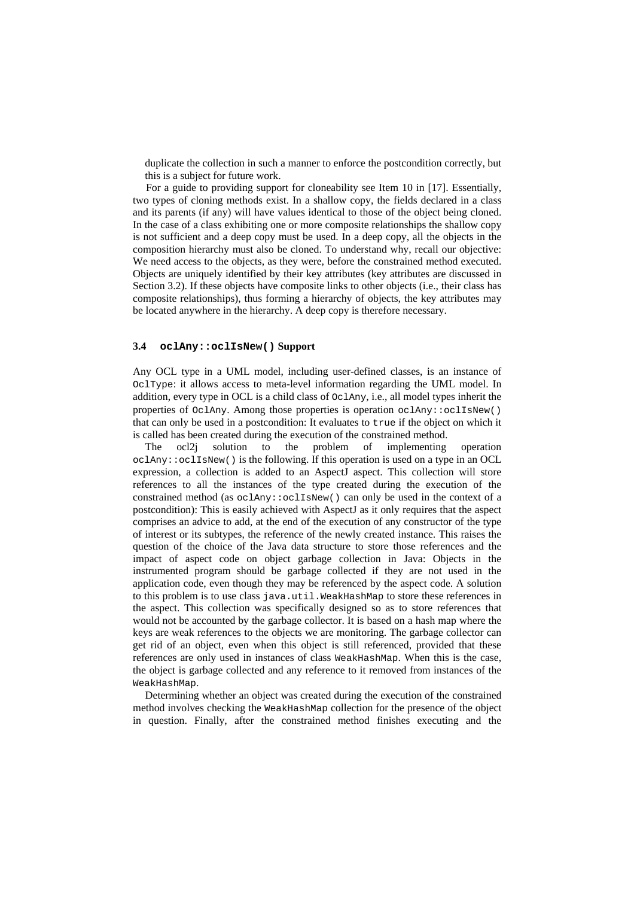duplicate the collection in such a manner to enforce the postcondition correctly, but this is a subject for future work.

For a guide to providing support for cloneability see Item 10 in [17]. Essentially, two types of cloning methods exist. In a shallow copy, the fields declared in a class and its parents (if any) will have values identical to those of the object being cloned. In the case of a class exhibiting one or more composite relationships the shallow copy is not sufficient and a deep copy must be used. In a deep copy, all the objects in the composition hierarchy must also be cloned. To understand why, recall our objective: We need access to the objects, as they were, before the constrained method executed. Objects are uniquely identified by their key attributes (key attributes are discussed in Section 3.2). If these objects have composite links to other objects (i.e., their class has composite relationships), thus forming a hierarchy of objects, the key attributes may be located anywhere in the hierarchy. A deep copy is therefore necessary.

### 3.4 `oclAny::oclIsNew()` Support

Any OCL type in a UML model, including user-defined classes, is an instance of `OclType`: it allows access to meta-level information regarding the UML model. In addition, every type in OCL is a child class of `OclAny`, i.e., all model types inherit the properties of `OclAny`. Among those properties is operation `oclAny::oclIsNew()` that can only be used in a postcondition: It evaluates to `true` if the object on which it is called has been created during the execution of the constrained method.

The ocl2j solution to the problem of implementing operation `oclAny::oclIsNew()` is the following. If this operation is used on a type in an OCL expression, a collection is added to an AspectJ aspect. This collection will store references to all the instances of the type created during the execution of the constrained method (as `oclAny::oclIsNew()` can only be used in the context of a postcondition): This is easily achieved with AspectJ as it only requires that the aspect comprises an advice to add, at the end of the execution of any constructor of the type of interest or its subtypes, the reference of the newly created instance. This raises the question of the choice of the Java data structure to store those references and the impact of aspect code on object garbage collection in Java: Objects in the instrumented program should be garbage collected if they are not used in the application code, even though they may be referenced by the aspect code. A solution to this problem is to use class `java.util.WeakHashMap` to store these references in the aspect. This collection was specifically designed so as to store references that would not be accounted by the garbage collector. It is based on a hash map where the keys are weak references to the objects we are monitoring. The garbage collector can get rid of an object, even when this object is still referenced, provided that these references are only used in instances of class `WeakHashMap`. When this is the case, the object is garbage collected and any reference to it removed from instances of the `WeakHashMap`.

Determining whether an object was created during the execution of the constrained method involves checking the `WeakHashMap` collection for the presence of the object in question. Finally, after the constrained method finishes executing and the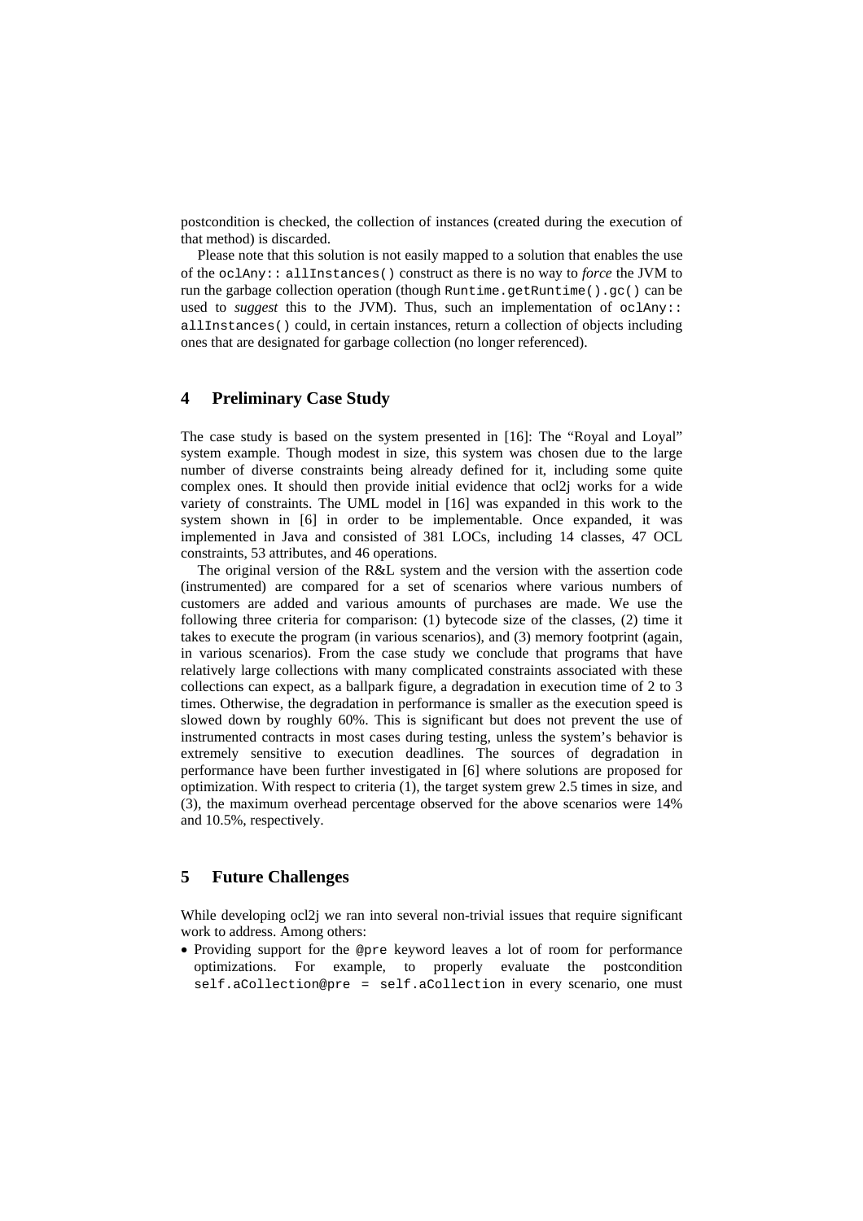postcondition is checked, the collection of instances (created during the execution of that method) is discarded.

Please note that this solution is not easily mapped to a solution that enables the use of the `oclAny:: allInstances()` construct as there is no way to *force* the JVM to run the garbage collection operation (though `Runtime.getRuntime().gc()` can be used to *suggest* this to the JVM). Thus, such an implementation of `oclAny:: allInstances()` could, in certain instances, return a collection of objects including ones that are designated for garbage collection (no longer referenced).

## 4 Preliminary Case Study

The case study is based on the system presented in [16]: The "Royal and Loyal" system example. Though modest in size, this system was chosen due to the large number of diverse constraints being already defined for it, including some quite complex ones. It should then provide initial evidence that ocl2j works for a wide variety of constraints. The UML model in [16] was expanded in this work to the system shown in [6] in order to be implementable. Once expanded, it was implemented in Java and consisted of 381 LOCs, including 14 classes, 47 OCL constraints, 53 attributes, and 46 operations.

The original version of the R&L system and the version with the assertion code (instrumented) are compared for a set of scenarios where various numbers of customers are added and various amounts of purchases are made. We use the following three criteria for comparison: (1) bytecode size of the classes, (2) time it takes to execute the program (in various scenarios), and (3) memory footprint (again, in various scenarios). From the case study we conclude that programs that have relatively large collections with many complicated constraints associated with these collections can expect, as a ballpark figure, a degradation in execution time of 2 to 3 times. Otherwise, the degradation in performance is smaller as the execution speed is slowed down by roughly 60%. This is significant but does not prevent the use of instrumented contracts in most cases during testing, unless the system's behavior is extremely sensitive to execution deadlines. The sources of degradation in performance have been further investigated in [6] where solutions are proposed for optimization. With respect to criteria (1), the target system grew 2.5 times in size, and (3), the maximum overhead percentage observed for the above scenarios were 14% and 10.5%, respectively.

## 5 Future Challenges

While developing ocl2j we ran into several non-trivial issues that require significant work to address. Among others:

- Providing support for the `@pre` keyword leaves a lot of room for performance optimizations. For example, to properly evaluate the postcondition `self.aCollection@pre = self.aCollection` in every scenario, one must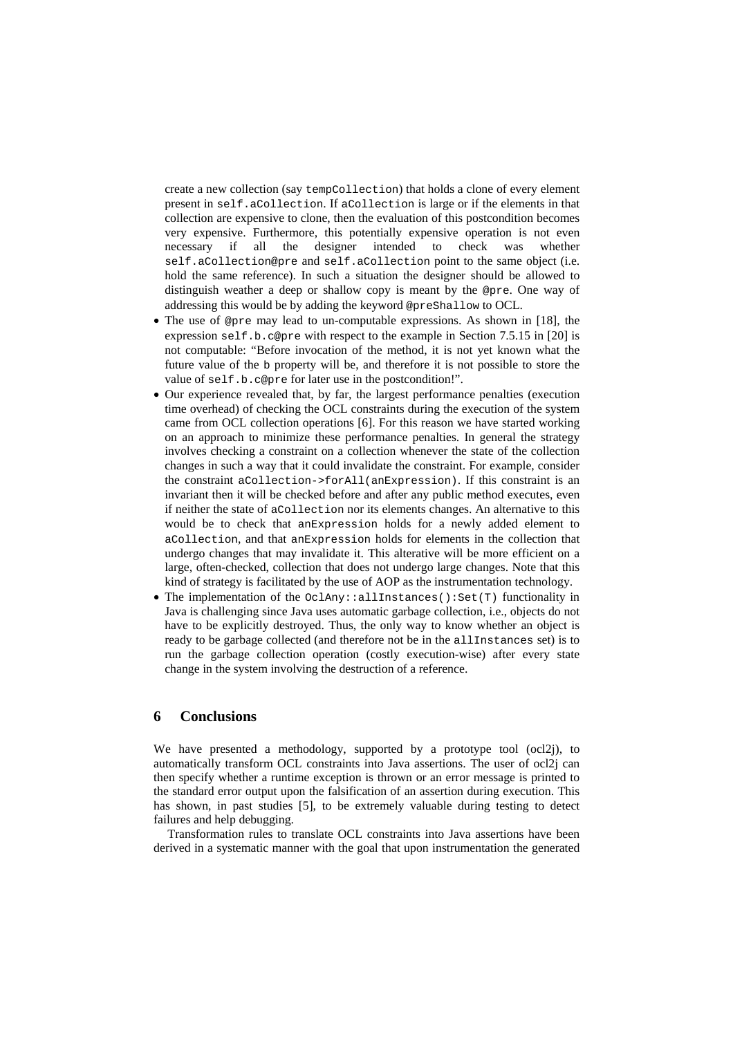create a new collection (say `tempCollection`) that holds a clone of every element present in `self.aCollection`. If `aCollection` is large or if the elements in that collection are expensive to clone, then the evaluation of this postcondition becomes very expensive. Furthermore, this potentially expensive operation is not even necessary if all the designer intended to check was whether `self.aCollection@pre` and `self.aCollection` point to the same object (i.e. hold the same reference). In such a situation the designer should be allowed to distinguish weather a deep or shallow copy is meant by the `@pre`. One way of addressing this would be by adding the keyword `@preShallow` to OCL.

- The use of `@pre` may lead to un-computable expressions. As shown in [18], the expression `self.b.c@pre` with respect to the example in Section 7.5.15 in [20] is not computable: "Before invocation of the method, it is not yet known what the future value of the `b` property will be, and therefore it is not possible to store the value of `self.b.c@pre` for later use in the postcondition!".
- Our experience revealed that, by far, the largest performance penalties (execution time overhead) of checking the OCL constraints during the execution of the system came from OCL collection operations [6]. For this reason we have started working on an approach to minimize these performance penalties. In general the strategy involves checking a constraint on a collection whenever the state of the collection changes in such a way that it could invalidate the constraint. For example, consider the constraint `aCollection->forAll(anExpression)`. If this constraint is an invariant then it will be checked before and after any public method executes, even if neither the state of `aCollection` nor its elements changes. An alternative to this would be to check that `anExpression` holds for a newly added element to `aCollection`, and that `anExpression` holds for elements in the collection that undergo changes that may invalidate it. This alterative will be more efficient on a large, often-checked, collection that does not undergo large changes. Note that this kind of strategy is facilitated by the use of AOP as the instrumentation technology.
- The implementation of the `OclAny::allInstances():Set(T)` functionality in Java is challenging since Java uses automatic garbage collection, i.e., objects do not have to be explicitly destroyed. Thus, the only way to know whether an object is ready to be garbage collected (and therefore not be in the `allInstances` set) is to run the garbage collection operation (costly execution-wise) after every state change in the system involving the destruction of a reference.

## 6 Conclusions

We have presented a methodology, supported by a prototype tool (ocl2j), to automatically transform OCL constraints into Java assertions. The user of ocl2j can then specify whether a runtime exception is thrown or an error message is printed to the standard error output upon the falsification of an assertion during execution. This has shown, in past studies [5], to be extremely valuable during testing to detect failures and help debugging.

Transformation rules to translate OCL constraints into Java assertions have been derived in a systematic manner with the goal that upon instrumentation the generated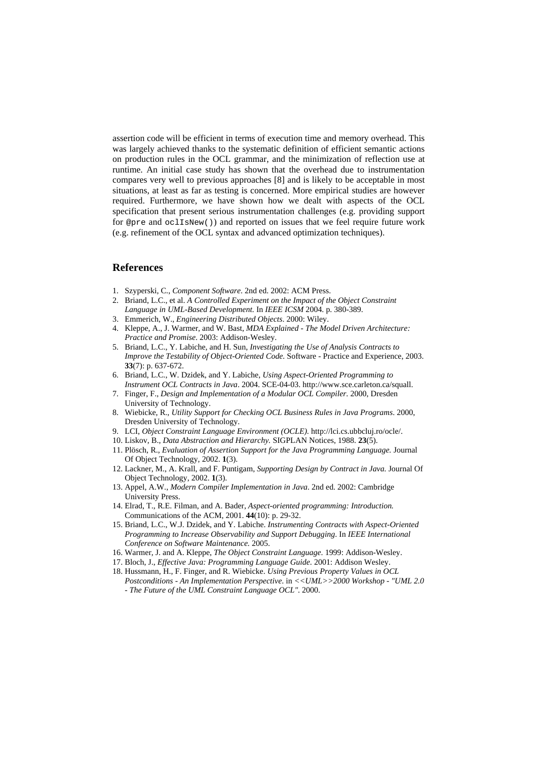assertion code will be efficient in terms of execution time and memory overhead. This was largely achieved thanks to the systematic definition of efficient semantic actions on production rules in the OCL grammar, and the minimization of reflection use at runtime. An initial case study has shown that the overhead due to instrumentation compares very well to previous approaches [8] and is likely to be acceptable in most situations, at least as far as testing is concerned. More empirical studies are however required. Furthermore, we have shown how we dealt with aspects of the OCL specification that present serious instrumentation challenges (e.g. providing support for `@pre` and `oclIsNew()`) and reported on issues that we feel require future work (e.g. refinement of the OCL syntax and advanced optimization techniques).

## References

1. Szyperski, C., *Component Software*. 2nd ed. 2002: ACM Press.
2. Briand, L.C., et al. *A Controlled Experiment on the Impact of the Object Constraint Language in UML-Based Development*. In *IEEE ICSM* 2004. p. 380-389.
3. Emmerich, W., *Engineering Distributed Objects*. 2000: Wiley.
4. Kleppe, A., J. Warmer, and W. Bast, *MDA Explained - The Model Driven Architecture: Practice and Promise*. 2003: Addison-Wesley.
5. Briand, L.C., Y. Labiche, and H. Sun, *Investigating the Use of Analysis Contracts to Improve the Testability of Object-Oriented Code.* Software - Practice and Experience, 2003. **33**(7): p. 637-672.
6. Briand, L.C., W. Dzidek, and Y. Labiche, *Using Aspect-Oriented Programming to Instrument OCL Contracts in Java*. 2004. SCE-04-03. http://www.sce.carleton.ca/squall.
7. Finger, F., *Design and Implementation of a Modular OCL Compiler*. 2000, Dresden University of Technology.
8. Wiebicke, R., *Utility Support for Checking OCL Business Rules in Java Programs*. 2000, Dresden University of Technology.
9. LCI, *Object Constraint Language Environment (OCLE)*. http://lci.cs.ubbcluj.ro/ocle/.
10. Liskov, B., *Data Abstraction and Hierarchy.* SIGPLAN Notices, 1988. **23**(5).
11. Plösch, R., *Evaluation of Assertion Support for the Java Programming Language.* Journal Of Object Technology, 2002. **1**(3).
12. Lackner, M., A. Krall, and F. Puntigam, *Supporting Design by Contract in Java.* Journal Of Object Technology, 2002. **1**(3).
13. Appel, A.W., *Modern Compiler Implementation in Java*. 2nd ed. 2002: Cambridge University Press.
14. Elrad, T., R.E. Filman, and A. Bader, *Aspect-oriented programming: Introduction.* Communications of the ACM, 2001. **44**(10): p. 29-32.
15. Briand, L.C., W.J. Dzidek, and Y. Labiche. *Instrumenting Contracts with Aspect-Oriented Programming to Increase Observability and Support Debugging*. In *IEEE International Conference on Software Maintenance.* 2005.
16. Warmer, J. and A. Kleppe, *The Object Constraint Language*. 1999: Addison-Wesley.
17. Bloch, J., *Effective Java: Programming Language Guide*. 2001: Addison Wesley.
18. Hussmann, H., F. Finger, and R. Wiebicke. *Using Previous Property Values in OCL Postconditions - An Implementation Perspective*. in *<<UML>>2000 Workshop - "UML 2.0 - The Future of the UML Constraint Language OCL"*. 2000.